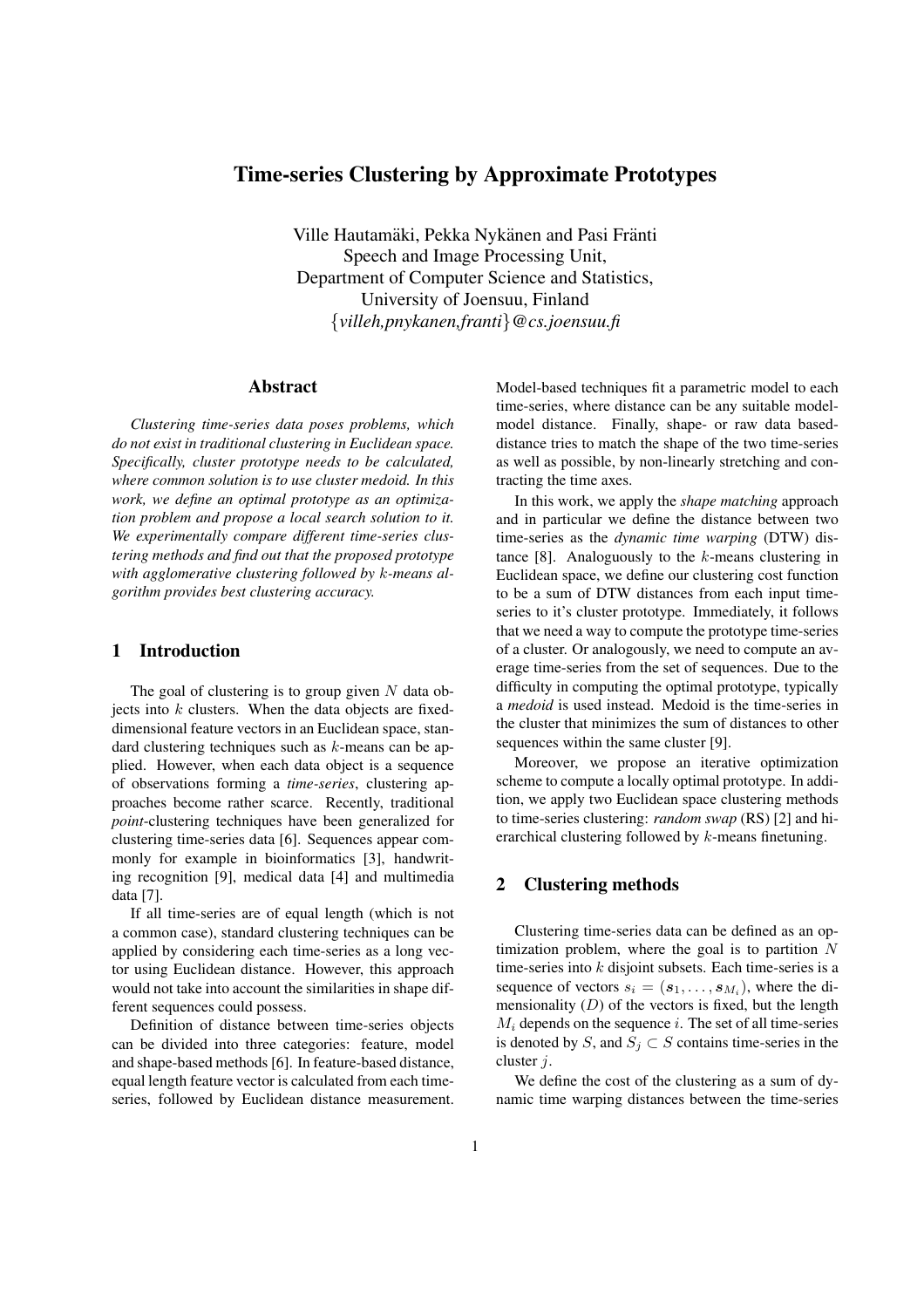# Time-series Clustering by Approximate Prototypes

Ville Hautamäki, Pekka Nykänen and Pasi Fränti
Speech and Image Processing Unit,
Department of Computer Science and Statistics,
University of Joensuu, Finland
{*villeh,pnykanen,franti*}*@cs.joensuu.fi*

## Abstract

*Clustering time-series data poses problems, which do not exist in traditional clustering in Euclidean space. Specifically, cluster prototype needs to be calculated, where common solution is to use cluster medoid. In this work, we define an optimal prototype as an optimization problem and propose a local search solution to it. We experimentally compare different time-series clustering methods and find out that the proposed prototype with agglomerative clustering followed by $k$-means algorithm provides best clustering accuracy.*

## 1 Introduction

The goal of clustering is to group given $N$ data objects into $k$ clusters. When the data objects are fixed-dimensional feature vectors in an Euclidean space, standard clustering techniques such as $k$-means can be applied. However, when each data object is a sequence of observations forming a *time-series*, clustering approaches become rather scarce. Recently, traditional *point*-clustering techniques have been generalized for clustering time-series data [6]. Sequences appear commonly for example in bioinformatics [3], handwriting recognition [9], medical data [4] and multimedia data [7].

If all time-series are of equal length (which is not a common case), standard clustering techniques can be applied by considering each time-series as a long vector using Euclidean distance. However, this approach would not take into account the similarities in shape different sequences could possess.

Definition of distance between time-series objects can be divided into three categories: feature, model and shape-based methods [6]. In feature-based distance, equal length feature vector is calculated from each time-series, followed by Euclidean distance measurement. Model-based techniques fit a parametric model to each time-series, where distance can be any suitable model-model distance. Finally, shape- or raw data based-distance tries to match the shape of the two time-series as well as possible, by non-linearly stretching and contracting the time axes.

In this work, we apply the *shape matching* approach and in particular we define the distance between two time-series as the *dynamic time warping* (DTW) distance [8]. Analoguously to the $k$-means clustering in Euclidean space, we define our clustering cost function to be a sum of DTW distances from each input time-series to it's cluster prototype. Immediately, it follows that we need a way to compute the prototype time-series of a cluster. Or analogously, we need to compute an average time-series from the set of sequences. Due to the difficulty in computing the optimal prototype, typically a *medoid* is used instead. Medoid is the time-series in the cluster that minimizes the sum of distances to other sequences within the same cluster [9].

Moreover, we propose an iterative optimization scheme to compute a locally optimal prototype. In addition, we apply two Euclidean space clustering methods to time-series clustering: *random swap* (RS) [2] and hierarchical clustering followed by $k$-means finetuning.

## 2 Clustering methods

Clustering time-series data can be defined as an optimization problem, where the goal is to partition $N$ time-series into $k$ disjoint subsets. Each time-series is a sequence of vectors $s_i = (\boldsymbol{s}_1, \ldots, \boldsymbol{s}_{M_i})$, where the dimensionality ($D$) of the vectors is fixed, but the length $M_i$ depends on the sequence $i$. The set of all time-series is denoted by $S$, and $S_j \subset S$ contains time-series in the cluster $j$.

We define the cost of the clustering as a sum of dynamic time warping distances between the time-series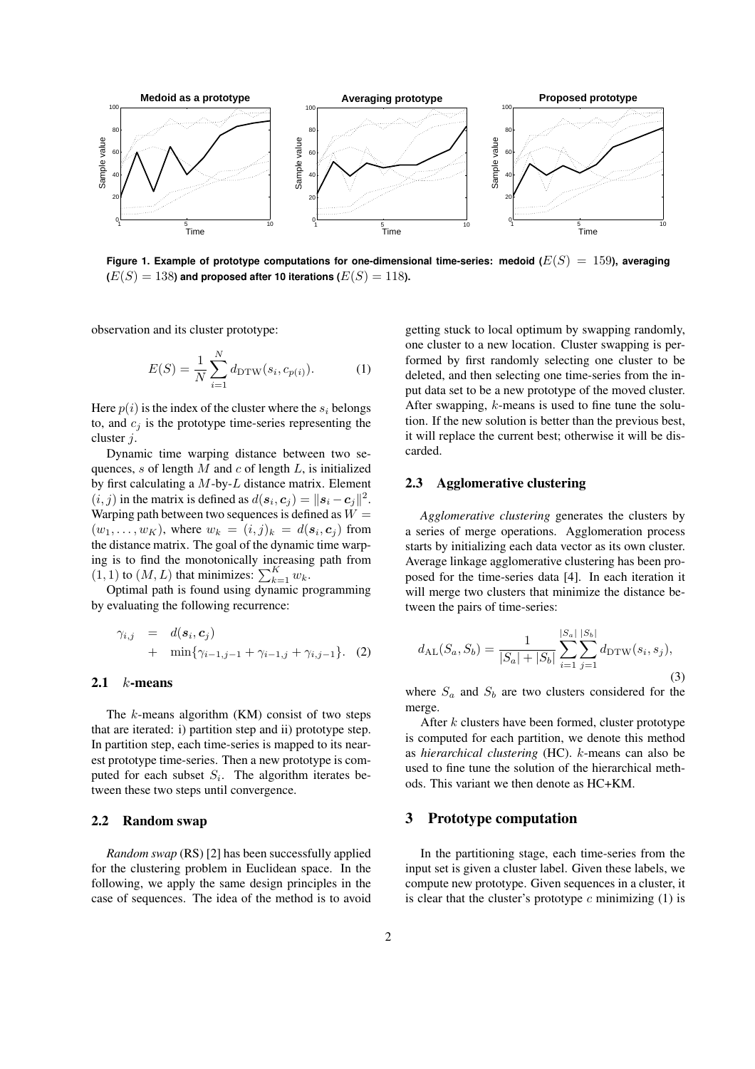**Figure 1. Example of prototype computations for one-dimensional time-series: medoid ($E(S) = 159$), averaging ($E(S) = 138$) and proposed after 10 iterations ($E(S) = 118$).**

observation and its cluster prototype:

$$E(S) = \frac{1}{N}\sum_{i=1}^{N} d_{\mathrm{DTW}}(s_i, c_{p(i)}). \tag{1}$$

Here $p(i)$ is the index of the cluster where the $s_i$ belongs to, and $c_j$ is the prototype time-series representing the cluster $j$.

Dynamic time warping distance between two sequences, $s$ of length $M$ and $c$ of length $L$, is initialized by first calculating a $M$-by-$L$ distance matrix. Element $(i, j)$ in the matrix is defined as $d(\boldsymbol{s}_i, \boldsymbol{c}_j) = \|\boldsymbol{s}_i - \boldsymbol{c}_j\|^2$. Warping path between two sequences is defined as $W = (w_1, \ldots, w_K)$, where $w_k = (i, j)_k = d(\boldsymbol{s}_i, \boldsymbol{c}_j)$ from the distance matrix. The goal of the dynamic time warping is to find the monotonically increasing path from $(1, 1)$ to $(M, L)$ that minimizes: $\sum_{k=1}^{K} w_k$.

Optimal path is found using dynamic programming by evaluating the following recurrence:

$$\begin{aligned} \gamma_{i,j} &= d(\boldsymbol{s}_i, \boldsymbol{c}_j) \\ &+ \min\{\gamma_{i-1,j-1} + \gamma_{i-1,j} + \gamma_{i,j-1}\}. \end{aligned} \tag{2}$$

## 2.1 $k$-means

The $k$-means algorithm (KM) consist of two steps that are iterated: i) partition step and ii) prototype step. In partition step, each time-series is mapped to its nearest prototype time-series. Then a new prototype is computed for each subset $S_i$. The algorithm iterates between these two steps until convergence.

## 2.2 Random swap

*Random swap* (RS) [2] has been successfully applied for the clustering problem in Euclidean space. In the following, we apply the same design principles in the case of sequences. The idea of the method is to avoid getting stuck to local optimum by swapping randomly, one cluster to a new location. Cluster swapping is performed by first randomly selecting one cluster to be deleted, and then selecting one time-series from the input data set to be a new prototype of the moved cluster. After swapping, $k$-means is used to fine tune the solution. If the new solution is better than the previous best, it will replace the current best; otherwise it will be discarded.

## 2.3 Agglomerative clustering

*Agglomerative clustering* generates the clusters by a series of merge operations. Agglomeration process starts by initializing each data vector as its own cluster. Average linkage agglomerative clustering has been proposed for the time-series data [4]. In each iteration it will merge two clusters that minimize the distance between the pairs of time-series:

$$d_{\mathrm{AL}}(S_a, S_b) = \frac{1}{|S_a| + |S_b|}\sum_{i=1}^{|S_a|}\sum_{j=1}^{|S_b|} d_{\mathrm{DTW}}(s_i, s_j), \tag{3}$$

where $S_a$ and $S_b$ are two clusters considered for the merge.

After $k$ clusters have been formed, cluster prototype is computed for each partition, we denote this method as *hierarchical clustering* (HC). $k$-means can also be used to fine tune the solution of the hierarchical methods. This variant we then denote as HC+KM.

# 3 Prototype computation

In the partitioning stage, each time-series from the input set is given a cluster label. Given these labels, we compute new prototype. Given sequences in a cluster, it is clear that the cluster's prototype $c$ minimizing (1) is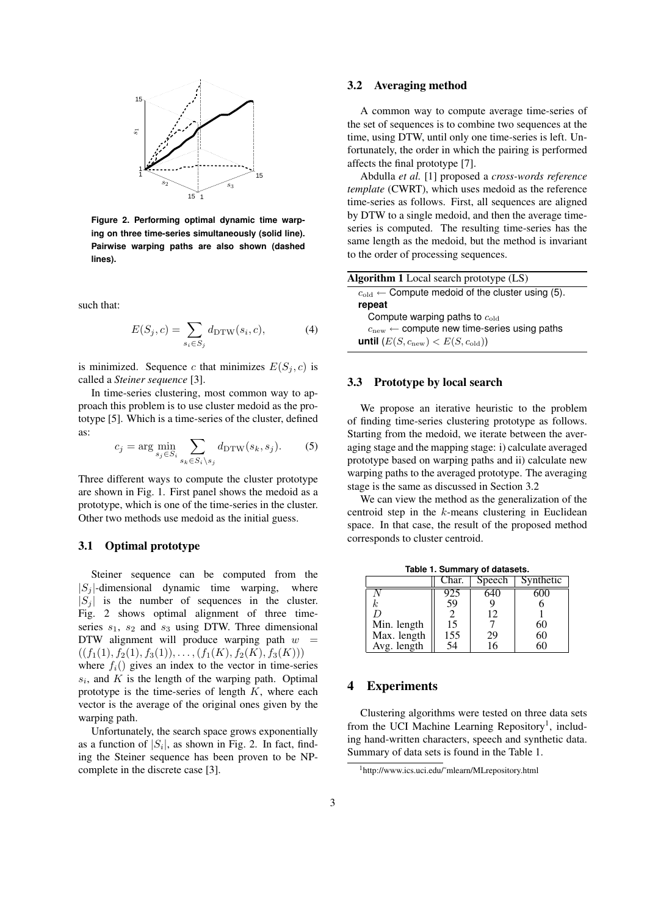Figure 2. Performing optimal dynamic time warping on three time-series simultaneously (solid line). Pairwise warping paths are also shown (dashed lines).

such that:

$$E(S_j, c) = \sum_{s_i \in S_j} d_{\text{DTW}}(s_i, c), \tag{4}$$

is minimized. Sequence $c$ that minimizes $E(S_j, c)$ is called a *Steiner sequence* [3].

In time-series clustering, most common way to approach this problem is to use cluster medoid as the prototype [5]. Which is a time-series of the cluster, defined as:

$$c_j = \arg\min_{s_j \in S_i} \sum_{s_k \in S_i \setminus s_j} d_{\text{DTW}}(s_k, s_j). \tag{5}$$

Three different ways to compute the cluster prototype are shown in Fig. 1. First panel shows the medoid as a prototype, which is one of the time-series in the cluster. Other two methods use medoid as the initial guess.

### 3.1 Optimal prototype

Steiner sequence can be computed from the $|S_j|$-dimensional dynamic time warping, where $|S_j|$ is the number of sequences in the cluster. Fig. 2 shows optimal alignment of three time-series $s_1$, $s_2$ and $s_3$ using DTW. Three dimensional DTW alignment will produce warping path $w = ((f_1(1), f_2(1), f_3(1)), \ldots, (f_1(K), f_2(K), f_3(K)))$ where $f_i()$ gives an index to the vector in time-series $s_i$, and $K$ is the length of the warping path. Optimal prototype is the time-series of length $K$, where each vector is the average of the original ones given by the warping path.

Unfortunately, the search space grows exponentially as a function of $|S_i|$, as shown in Fig. 2. In fact, finding the Steiner sequence has been proven to be NP-complete in the discrete case [3].

### 3.2 Averaging method

A common way to compute average time-series of the set of sequences is to combine two sequences at the time, using DTW, until only one time-series is left. Unfortunately, the order in which the pairing is performed affects the final prototype [7].

Abdulla *et al.* [1] proposed a *cross-words reference template* (CWRT), which uses medoid as the reference time-series as follows. First, all sequences are aligned by DTW to a single medoid, and then the average time-series is computed. The resulting time-series has the same length as the medoid, but the method is invariant to the order of processing sequences.

**Algorithm 1** Local search prototype (LS)

```
c_old ← Compute medoid of the cluster using (5).
repeat
  Compute warping paths to c_old
  c_new ← compute new time-series using paths
until (E(S, c_new) < E(S, c_old))
```

### 3.3 Prototype by local search

We propose an iterative heuristic to the problem of finding time-series clustering prototype as follows. Starting from the medoid, we iterate between the averaging stage and the mapping stage: i) calculate averaged prototype based on warping paths and ii) calculate new warping paths to the averaged prototype. The averaging stage is the same as discussed in Section 3.2

We can view the method as the generalization of the centroid step in the $k$-means clustering in Euclidean space. In that case, the result of the proposed method corresponds to cluster centroid.

**Table 1. Summary of datasets.**

| | Char. | Speech | Synthetic |
|---|---|---|---|
| $N$ | 925 | 640 | 600 |
| $k$ | 59 | 9 | 6 |
| $D$ | 2 | 12 | 1 |
| Min. length | 15 | 7 | 60 |
| Max. length | 155 | 29 | 60 |
| Avg. length | 54 | 16 | 60 |

## 4 Experiments

Clustering algorithms were tested on three data sets from the UCI Machine Learning Repository[1], including hand-written characters, speech and synthetic data. Summary of data sets is found in the Table 1.

[1] http://www.ics.uci.edu/~mlearn/MLrepository.html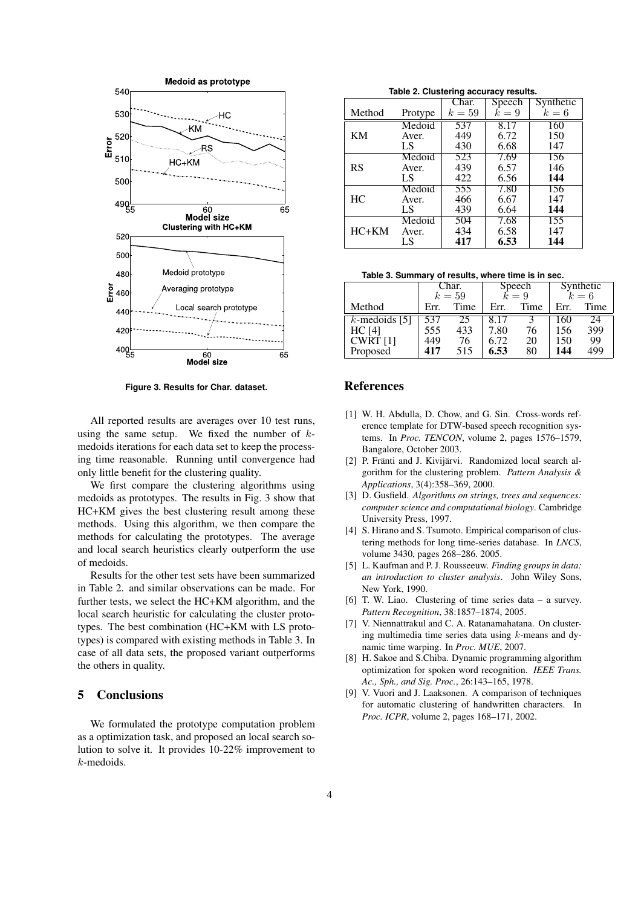Medoid as prototype

540
530
520
510
500
490

Error

55 60 65

Model size

HC
KM
RS
HC+KM

Clustering with HC+KM

520
500
480
460
440
420
400

Error

55 60 65

Model size

Medoid prototype
Averaging prototype
Local search prototype

**Figure 3. Results for Char. dataset.**

All reported results are averages over 10 test runs, using the same setup. We fixed the number of $k$-medoids iterations for each data set to keep the processing time reasonable. Running until convergence had only little benefit for the clustering quality.

We first compare the clustering algorithms using medoids as prototypes. The results in Fig. 3 show that HC+KM gives the best clustering result among these methods. Using this algorithm, we then compare the methods for calculating the prototypes. The average and local search heuristics clearly outperform the use of medoids.

Results for the other test sets have been summarized in Table 2. and similar observations can be made. For further tests, we select the HC+KM algorithm, and the local search heuristic for calculating the cluster prototypes. The best combination (HC+KM with LS prototypes) is compared with existing methods in Table 3. In case of all data sets, the proposed variant outperforms the others in quality.

## 5 Conclusions

We formulated the prototype computation problem as a optimization task, and proposed an local search solution to solve it. It provides 10-22% improvement to $k$-medoids.

**Table 2. Clustering accuracy results.**

| Method | Protype | Char. $k = 59$ | Speech $k = 9$ | Synthetic $k = 6$ |
|---|---|---|---|---|
| KM | Medoid | 537 | 8.17 | 160 |
| | Aver. | 449 | 6.72 | 150 |
| | LS | 430 | 6.68 | 147 |
| RS | Medoid | 523 | 7.69 | 156 |
| | Aver. | 439 | 6.57 | 146 |
| | LS | 422 | 6.56 | **144** |
| HC | Medoid | 555 | 7.80 | 156 |
| | Aver. | 466 | 6.67 | 147 |
| | LS | 439 | 6.64 | **144** |
| HC+KM | Medoid | 504 | 7.68 | 155 |
| | Aver. | 434 | 6.58 | 147 |
| | LS | **417** | **6.53** | **144** |

**Table 3. Summary of results, where time is in sec.**

| Method | Char. $k = 59$ | | Speech $k = 9$ | | Synthetic $k = 6$ | |
|---|---|---|---|---|---|---|
| | Err. | Time | Err. | Time | Err. | Time |
| $k$-medoids [5] | 537 | 25 | 8.17 | 3 | 160 | 24 |
| HC [4] | 555 | 433 | 7.80 | 76 | 156 | 399 |
| CWRT [1] | 449 | 76 | 6.72 | 20 | 150 | 99 |
| Proposed | **417** | 515 | **6.53** | 80 | **144** | 499 |

## References

[1] W. H. Abdulla, D. Chow, and G. Sin. Cross-words reference template for DTW-based speech recognition systems. In *Proc. TENCON*, volume 2, pages 1576–1579, Bangalore, October 2003.

[2] P. Fränti and J. Kivijärvi. Randomized local search algorithm for the clustering problem. *Pattern Analysis & Applications*, 3(4):358–369, 2000.

[3] D. Gusfield. *Algorithms on strings, trees and sequences: computer science and computational biology*. Cambridge University Press, 1997.

[4] S. Hirano and S. Tsumoto. Empirical comparison of clustering methods for long time-series database. In *LNCS*, volume 3430, pages 268–286. 2005.

[5] L. Kaufman and P. J. Rousseeuw. *Finding groups in data: an introduction to cluster analysis*. John Wiley Sons, New York, 1990.

[6] T. W. Liao. Clustering of time series data – a survey. *Pattern Recognition*, 38:1857–1874, 2005.

[7] V. Niennattrakul and C. A. Ratanamahatana. On clustering multimedia time series data using $k$-means and dynamic time warping. In *Proc. MUE*, 2007.

[8] H. Sakoe and S.Chiba. Dynamic programming algorithm optimization for spoken word recognition. *IEEE Trans. Ac., Sph., and Sig. Proc.*, 26:143–165, 1978.

[9] V. Vuori and J. Laaksonen. A comparison of techniques for automatic clustering of handwritten characters. In *Proc. ICPR*, volume 2, pages 168–171, 2002.